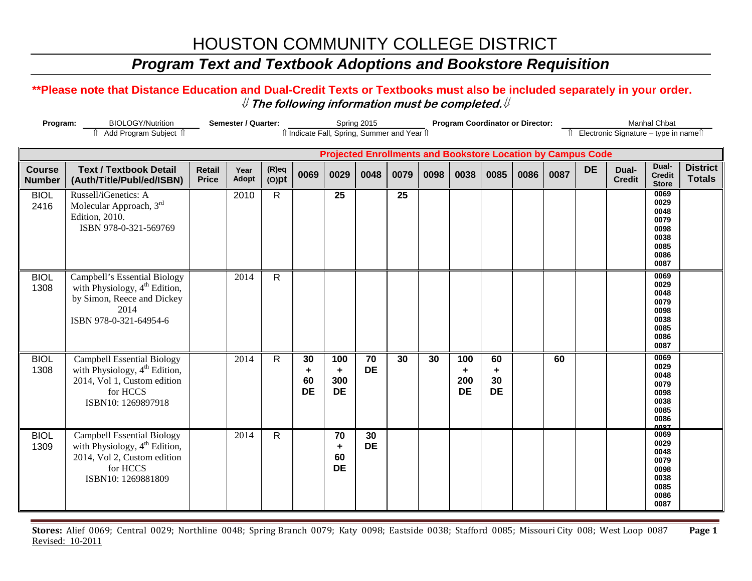# HOUSTON COMMUNITY COLLEGE DISTRICT

## *Program Text and Textbook Adoptions and Bookstore Requisition*

**\*\*Please note that Distance Education and Dual-Credit Texts or Textbooks must also be included separately in your order.**

⇓ ***The following information must be completed.*** ⇓

**Program:** BIOLOGY/Nutrition (⇑ Add Program Subject ⇑) **Semester / Quarter:** Spring 2015 (⇑ Indicate Fall, Spring, Summer and Year ⇑) **Program Coordinator or Director:** Manhal Chbat (⇑ Electronic Signature – type in name ⇑)

| | | | | | Projected Enrollments and Bookstore Location by Campus Code | | | | | | | | | | | | | |
|---|---|---|---|---|---|---|---|---|---|---|---|---|---|---|---|---|---|---|
| **Course Number** | **Text / Textbook Detail (Auth/Title/Publ/ed/ISBN)** | **Retail Price** | **Year Adopt** | **(R)eq (O)pt** | **0069** | **0029** | **0048** | **0079** | **0098** | **0038** | **0085** | **0086** | **0087** | **DE** | **Dual-Credit** | **Dual-Credit Store** | **District Totals** |
| BIOL 2416 | Russell/iGenetics: A Molecular Approach, 3rd Edition, 2010. ISBN 978-0-321-569769 | | 2010 | R | | 25 | | 25 | | | | | | | | 0069 0029 0048 0079 0098 0038 0085 0086 0087 | |
| BIOL 1308 | Campbell's Essential Biology with Physiology, 4th Edition, by Simon, Reece and Dickey 2014 ISBN 978-0-321-64954-6 | | 2014 | R | | | | | | | | | | | | 0069 0029 0048 0079 0098 0038 0085 0086 0087 | |
| BIOL 1308 | Campbell Essential Biology with Physiology, 4th Edition, 2014, Vol 1, Custom edition for HCCS ISBN10: 1269897918 | | 2014 | R | 30 + 60 DE | 100 + 300 DE | 70 DE | 30 | 30 | 100 + 200 DE | 60 + 30 DE | | 60 | | | 0069 0029 0048 0079 0098 0038 0085 0086 0087 | |
| BIOL 1309 | Campbell Essential Biology with Physiology, 4th Edition, 2014, Vol 2, Custom edition for HCCS ISBN10: 1269881809 | | 2014 | R | | 70 + 60 DE | 30 DE | | | | | | | | | 0069 0029 0048 0079 0098 0038 0085 0086 0087 | |

**Stores:** Alief 0069; Central 0029; Northline 0048; Spring Branch 0079; Katy 0098; Eastside 0038; Stafford 0085; Missouri City 008; West Loop 0087

Revised: 10-2011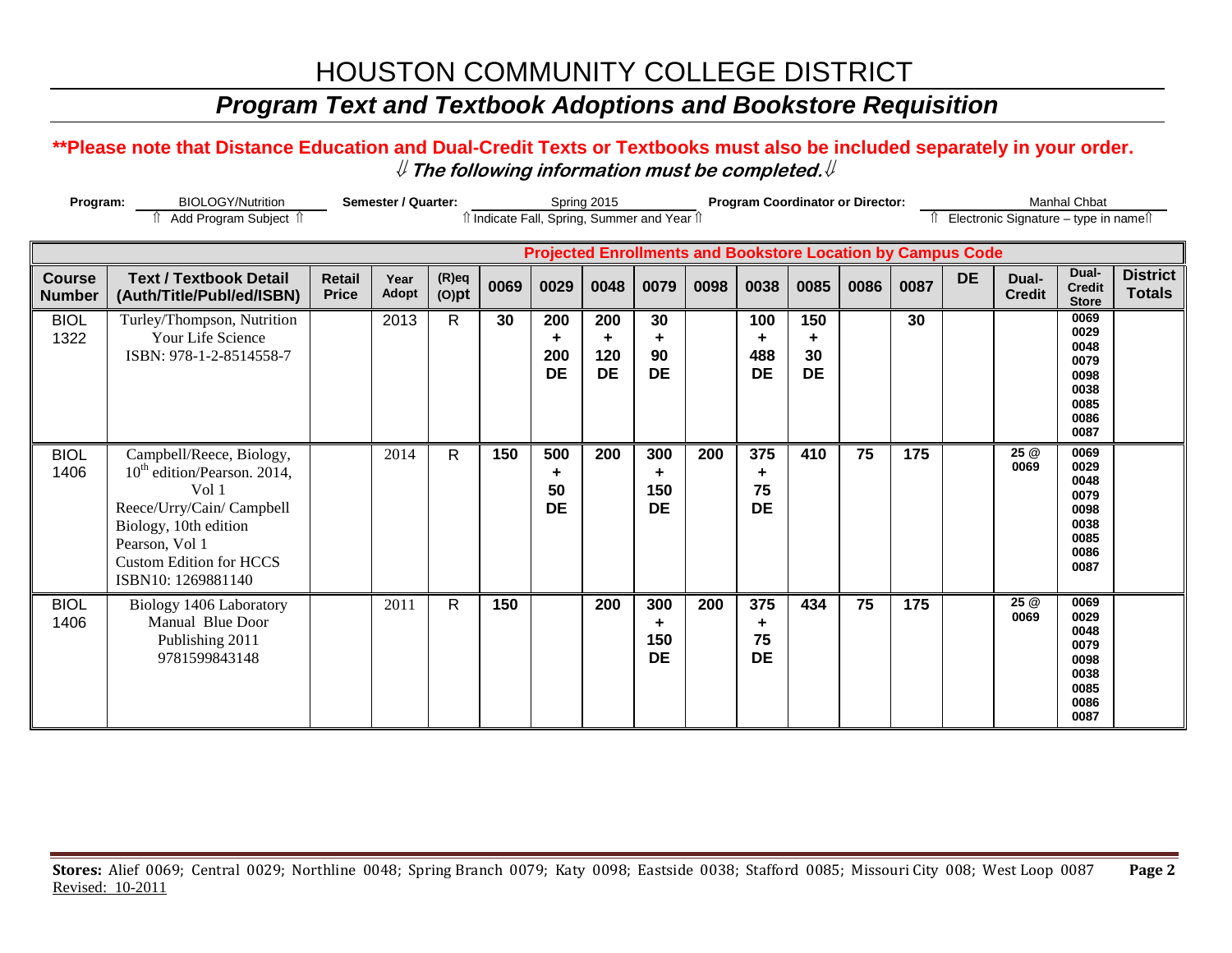# HOUSTON COMMUNITY COLLEGE DISTRICT

## *Program Text and Textbook Adoptions and Bookstore Requisition*

**\*\*Please note that Distance Education and Dual-Credit Texts or Textbooks must also be included separately in your order.**

***⇓ The following information must be completed.⇓***

**Program:** BIOLOGY/Nutrition (⇑ Add Program Subject ⇑) **Semester / Quarter:** Spring 2015 (⇑ Indicate Fall, Spring, Summer and Year ⇑) **Program Coordinator or Director:** Manhal Chbat (⇑ Electronic Signature – type in name⇑)

| | | | | | Projected Enrollments and Bookstore Location by Campus Code | | | | | | | | | | | | |
|---|---|---|---|---|---|---|---|---|---|---|---|---|---|---|---|---|---|
| **Course Number** | **Text / Textbook Detail (Auth/Title/Publ/ed/ISBN)** | **Retail Price** | **Year Adopt** | **(R)eq (O)pt** | **0069** | **0029** | **0048** | **0079** | **0098** | **0038** | **0085** | **0086** | **0087** | **DE** | **Dual-Credit** | **Dual-Credit Store** | **District Totals** |
| BIOL 1322 | Turley/Thompson, Nutrition Your Life Science ISBN: 978-1-2-8514558-7 | | 2013 | R | **30** | **200 + 200 DE** | **200 + 120 DE** | **30 + 90 DE** | | **100 + 488 DE** | **150 + 30 DE** | | **30** | | | 0069 0029 0048 0079 0098 0038 0085 0086 0087 | |
| BIOL 1406 | Campbell/Reece, Biology, 10th edition/Pearson. 2014, Vol 1 Reece/Urry/Cain/ Campbell Biology, 10th edition Pearson, Vol 1 Custom Edition for HCCS ISBN10: 1269881140 | | 2014 | R | **150** | **500 + 50 DE** | **200** | **300 + 150 DE** | **200** | **375 + 75 DE** | **410** | **75** | **175** | | **25 @ 0069** | 0069 0029 0048 0079 0098 0038 0085 0086 0087 | |
| BIOL 1406 | Biology 1406 Laboratory Manual Blue Door Publishing 2011 9781599843148 | | 2011 | R | **150** | | **200** | **300 + 150 DE** | **200** | **375 + 75 DE** | **434** | **75** | **175** | | **25 @ 0069** | 0069 0029 0048 0079 0098 0038 0085 0086 0087 | |

**Stores:** Alief 0069; Central 0029; Northline 0048; Spring Branch 0079; Katy 0098; Eastside 0038; Stafford 0085; Missouri City 008; West Loop 0087

Revised: 10-2011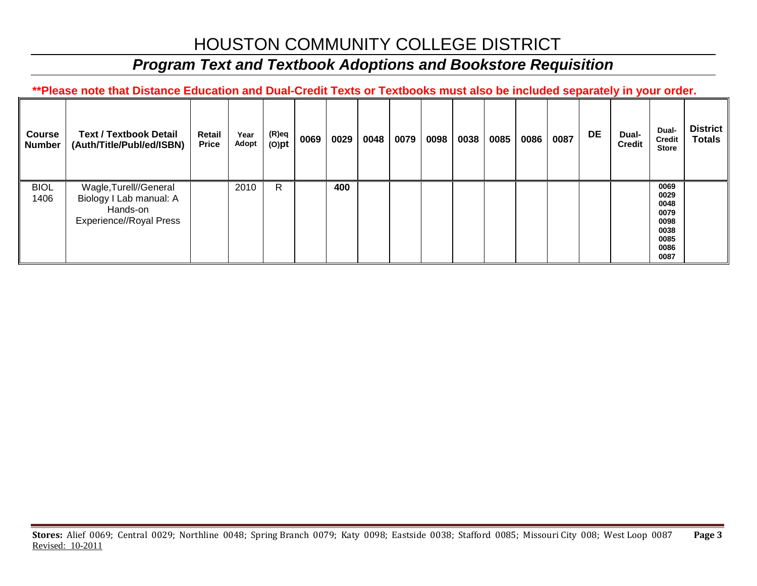# HOUSTON COMMUNITY COLLEGE DISTRICT

## *Program Text and Textbook Adoptions and Bookstore Requisition*

****Please note that Distance Education and Dual-Credit Texts or Textbooks must also be included separately in your order.**

| Course Number | Text / Textbook Detail (Auth/Title/Publ/ed/ISBN) | Retail Price | Year Adopt | (R)eq (O)pt | 0069 | 0029 | 0048 | 0079 | 0098 | 0038 | 0085 | 0086 | 0087 | DE | Dual-Credit | Dual-Credit Store | District Totals |
|---|---|---|---|---|---|---|---|---|---|---|---|---|---|---|---|---|---|
| BIOL 1406 | Wagle,Turell//General Biology I Lab manual: A Hands-on Experience//Royal Press | | 2010 | R | | **400** | | | | | | | | | | 0069 0029 0048 0079 0098 0038 0085 0086 0087 | |

**Stores:** Alief 0069; Central 0029; Northline 0048; Spring Branch 0079; Katy 0098; Eastside 0038; Stafford 0085; Missouri City 008; West Loop 0087

Revised: 10-2011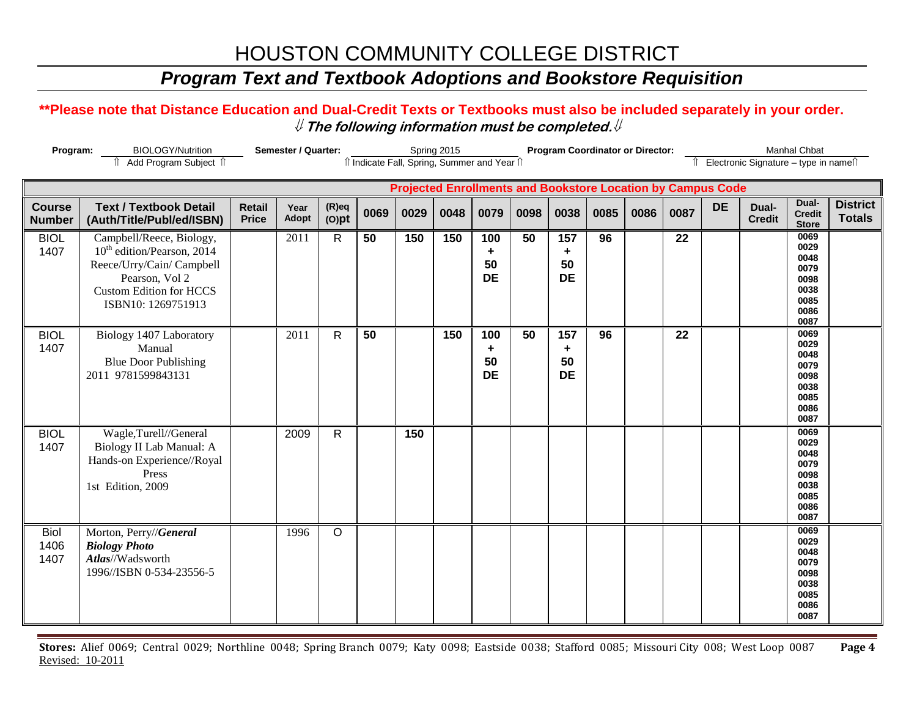# HOUSTON COMMUNITY COLLEGE DISTRICT

## *Program Text and Textbook Adoptions and Bookstore Requisition*

**\*\*Please note that Distance Education and Dual-Credit Texts or Textbooks must also be included separately in your order.**

***⇓ The following information must be completed.⇓***

**Program:** BIOLOGY/Nutrition  **Semester / Quarter:** Spring 2015  **Program Coordinator or Director:** Manhal Chbat

⇑ Add Program Subject ⇑  ⇑ Indicate Fall, Spring, Summer and Year ⇑  ⇑ Electronic Signature – type in name⇑

| | | | | | Projected Enrollments and Bookstore Location by Campus Code | | | | | | | | | | | | |
|---|---|---|---|---|---|---|---|---|---|---|---|---|---|---|---|---|---|
| **Course Number** | **Text / Textbook Detail (Auth/Title/Publ/ed/ISBN)** | **Retail Price** | **Year Adopt** | **(R)eq (O)pt** | **0069** | **0029** | **0048** | **0079** | **0098** | **0038** | **0085** | **0086** | **0087** | **DE** | **Dual-Credit** | **Dual-Credit Store** | **District Totals** |
| BIOL 1407 | Campbell/Reece, Biology, 10th edition/Pearson, 2014 Reece/Urry/Cain/ Campbell Pearson, Vol 2 Custom Edition for HCCS ISBN10: 1269751913 | | 2011 | R | 50 | 150 | 150 | 100 + 50 DE | 50 | 157 + 50 DE | 96 | | 22 | | | 0069 0029 0048 0079 0098 0038 0085 0086 0087 | |
| BIOL 1407 | Biology 1407 Laboratory Manual Blue Door Publishing 2011 9781599843131 | | 2011 | R | 50 | | 150 | 100 + 50 DE | 50 | 157 + 50 DE | 96 | | 22 | | | 0069 0029 0048 0079 0098 0038 0085 0086 0087 | |
| BIOL 1407 | Wagle,Turell//General Biology II Lab Manual: A Hands-on Experience//Royal Press 1st Edition, 2009 | | 2009 | R | | 150 | | | | | | | | | | 0069 0029 0048 0079 0098 0038 0085 0086 0087 | |
| Biol 1406 1407 | Morton, Perry//***General Biology Photo Atlas***//Wadsworth 1996//ISBN 0-534-23556-5 | | 1996 | O | | | | | | | | | | | | 0069 0029 0048 0079 0098 0038 0085 0086 0087 | |

**Stores:** Alief 0069; Central 0029; Northline 0048; Spring Branch 0079; Katy 0098; Eastside 0038; Stafford 0085; Missouri City 008; West Loop 0087

Revised: 10-2011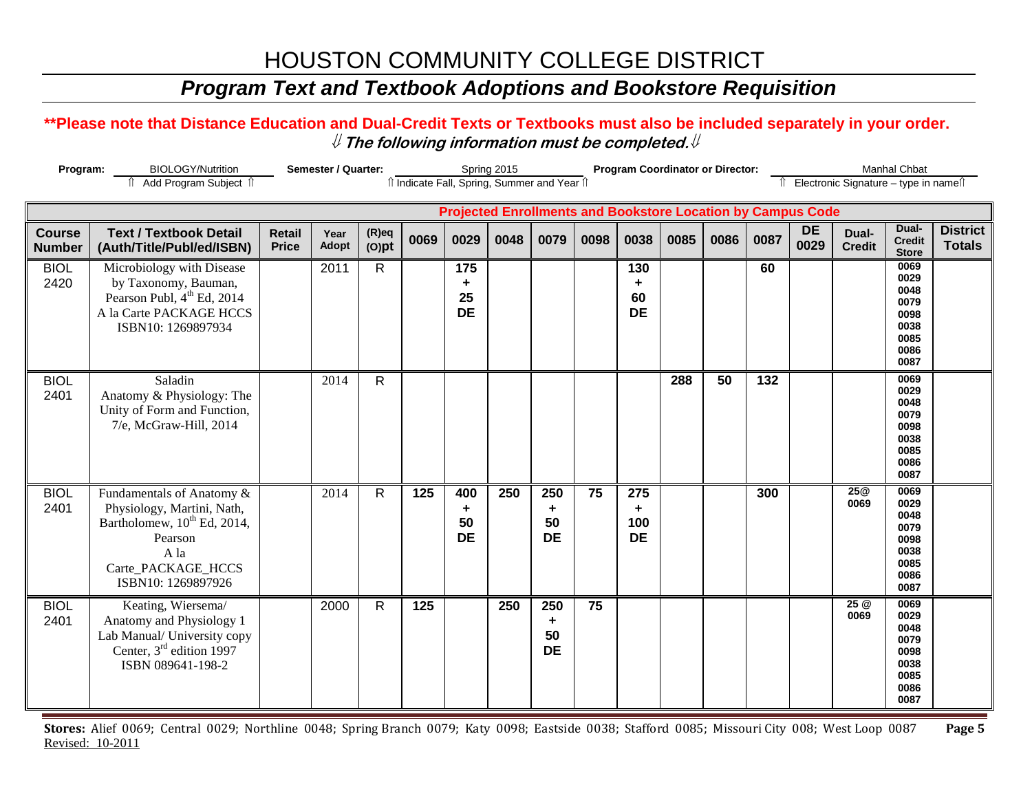# HOUSTON COMMUNITY COLLEGE DISTRICT

## *Program Text and Textbook Adoptions and Bookstore Requisition*

**\*\*Please note that Distance Education and Dual-Credit Texts or Textbooks must also be included separately in your order.**

***⇓ The following information must be completed.⇓***

**Program:** BIOLOGY/Nutrition (⇑ Add Program Subject ⇑) **Semester / Quarter:** Spring 2015 (⇑ Indicate Fall, Spring, Summer and Year ⇑) **Program Coordinator or Director:** Manhal Chbat (⇑ Electronic Signature – type in name⇑)

| | | | | | Projected Enrollments and Bookstore Location by Campus Code | | | | | | | | | | | | |
|---|---|---|---|---|---|---|---|---|---|---|---|---|---|---|---|---|---|
| **Course Number** | **Text / Textbook Detail (Auth/Title/Publ/ed/ISBN)** | **Retail Price** | **Year Adopt** | **(R)eq (O)pt** | **0069** | **0029** | **0048** | **0079** | **0098** | **0038** | **0085** | **0086** | **0087** | **DE 0029** | **Dual-Credit** | **Dual-Credit Store** | **District Totals** |
| BIOL 2420 | Microbiology with Disease by Taxonomy, Bauman, Pearson Publ, 4th Ed, 2014 A la Carte PACKAGE HCCS ISBN10: 1269897934 | | 2011 | R | | 175 + 25 DE | | | | 130 + 60 DE | | | 60 | | | 0069 0029 0048 0079 0098 0038 0085 0086 0087 | |
| BIOL 2401 | Saladin Anatomy & Physiology: The Unity of Form and Function, 7/e, McGraw-Hill, 2014 | | 2014 | R | | | | | | | 288 | 50 | 132 | | | 0069 0029 0048 0079 0098 0038 0085 0086 0087 | |
| BIOL 2401 | Fundamentals of Anatomy & Physiology, Martini, Nath, Bartholomew, 10th Ed, 2014, Pearson A la Carte_PACKAGE_HCCS ISBN10: 1269897926 | | 2014 | R | 125 | 400 + 50 DE | 250 | 250 + 50 DE | 75 | 275 + 100 DE | | | 300 | | 25@ 0069 | 0069 0029 0048 0079 0098 0038 0085 0086 0087 | |
| BIOL 2401 | Keating, Wiersema/ Anatomy and Physiology 1 Lab Manual/ University copy Center, 3rd edition 1997 ISBN 089641-198-2 | | 2000 | R | 125 | | 250 | 250 + 50 DE | 75 | | | | | | 25 @ 0069 | 0069 0029 0048 0079 0098 0038 0085 0086 0087 | |

**Stores:** Alief 0069; Central 0029; Northline 0048; Spring Branch 0079; Katy 0098; Eastside 0038; Stafford 0085; Missouri City 008; West Loop 0087

Revised: 10-2011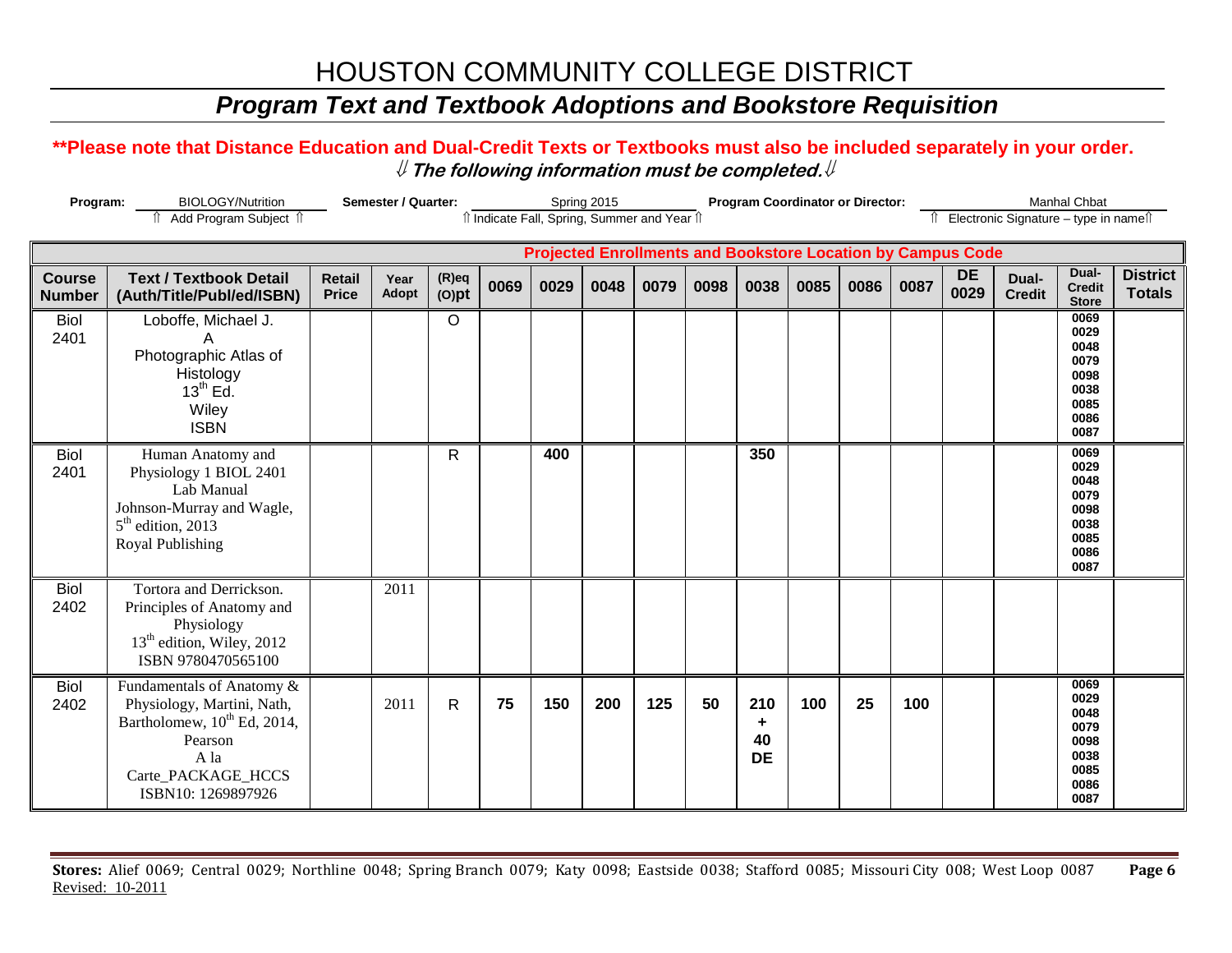# HOUSTON COMMUNITY COLLEGE DISTRICT

## *Program Text and Textbook Adoptions and Bookstore Requisition*

**\*\*Please note that Distance Education and Dual-Credit Texts or Textbooks must also be included separately in your order.**

***⇓ The following information must be completed.⇓***

**Program:** BIOLOGY/Nutrition
⇑ Add Program Subject ⇑

**Semester / Quarter:** Spring 2015
⇑ Indicate Fall, Spring, Summer and Year ⇑

**Program Coordinator or Director:** Manhal Chbat
⇑ Electronic Signature – type in name⇑

| | | | | | Projected Enrollments and Bookstore Location by Campus Code | | | | | | | | | | | | |
|---|---|---|---|---|---|---|---|---|---|---|---|---|---|---|---|---|---|
| **Course Number** | **Text / Textbook Detail (Auth/Title/Publ/ed/ISBN)** | **Retail Price** | **Year Adopt** | **(R)eq (O)pt** | **0069** | **0029** | **0048** | **0079** | **0098** | **0038** | **0085** | **0086** | **0087** | **DE 0029** | **Dual-Credit** | **Dual-Credit Store** | **District Totals** |
| Biol 2401 | Loboffe, Michael J. A Photographic Atlas of Histology $13^{th}$ Ed. Wiley ISBN | | | O | | | | | | | | | | | | 0069 0029 0048 0079 0098 0038 0085 0086 0087 | |
| Biol 2401 | Human Anatomy and Physiology 1 BIOL 2401 Lab Manual Johnson-Murray and Wagle, $5^{th}$ edition, 2013 Royal Publishing | | | R | | 400 | | | | 350 | | | | | | 0069 0029 0048 0079 0098 0038 0085 0086 0087 | |
| Biol 2402 | Tortora and Derrickson. Principles of Anatomy and Physiology $13^{th}$ edition, Wiley, 2012 ISBN 9780470565100 | | 2011 | | | | | | | | | | | | | | |
| Biol 2402 | Fundamentals of Anatomy & Physiology, Martini, Nath, Bartholomew, $10^{th}$ Ed, 2014, Pearson A la Carte_PACKAGE_HCCS ISBN10: 1269897926 | | 2011 | R | 75 | 150 | 200 | 125 | 50 | 210 + 40 DE | 100 | 25 | 100 | | | 0069 0029 0048 0079 0098 0038 0085 0086 0087 | |

**Stores:** Alief 0069; Central 0029; Northline 0048; Spring Branch 0079; Katy 0098; Eastside 0038; Stafford 0085; Missouri City 008; West Loop 0087

Revised: 10-2011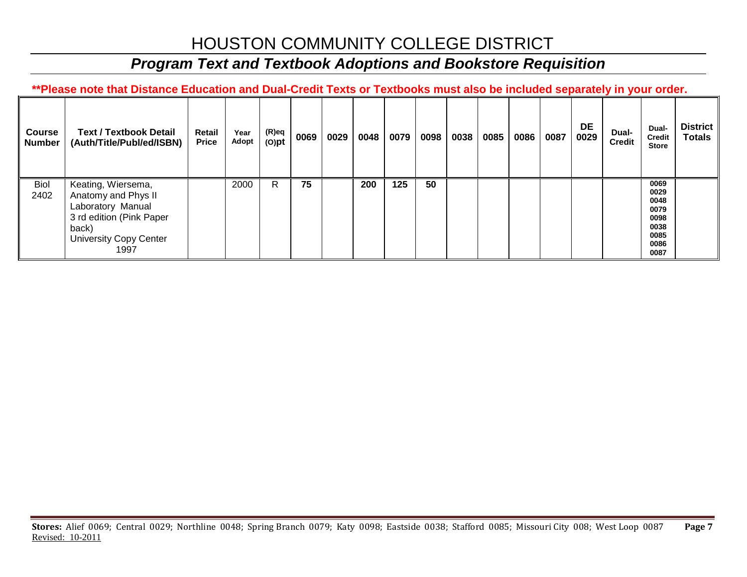# HOUSTON COMMUNITY COLLEGE DISTRICT

## *Program Text and Textbook Adoptions and Bookstore Requisition*

**\*\*Please note that Distance Education and Dual-Credit Texts or Textbooks must also be included separately in your order.**

| Course Number | Text / Textbook Detail (Auth/Title/Publ/ed/ISBN) | Retail Price | Year Adopt | (R)eq (O)pt | 0069 | 0029 | 0048 | 0079 | 0098 | 0038 | 0085 | 0086 | 0087 | DE 0029 | Dual-Credit | Dual-Credit Store | District Totals |
|---|---|---|---|---|---|---|---|---|---|---|---|---|---|---|---|---|---|
| Biol 2402 | Keating, Wiersema, Anatomy and Phys II Laboratory Manual 3 rd edition (Pink Paper back) University Copy Center 1997 | | 2000 | R | **75** | | **200** | **125** | **50** | | | | | | | 0069 0029 0048 0079 0098 0038 0085 0086 0087 | |

**Stores:** Alief 0069; Central 0029; Northline 0048; Spring Branch 0079; Katy 0098; Eastside 0038; Stafford 0085; Missouri City 008; West Loop 0087
Revised: 10-2011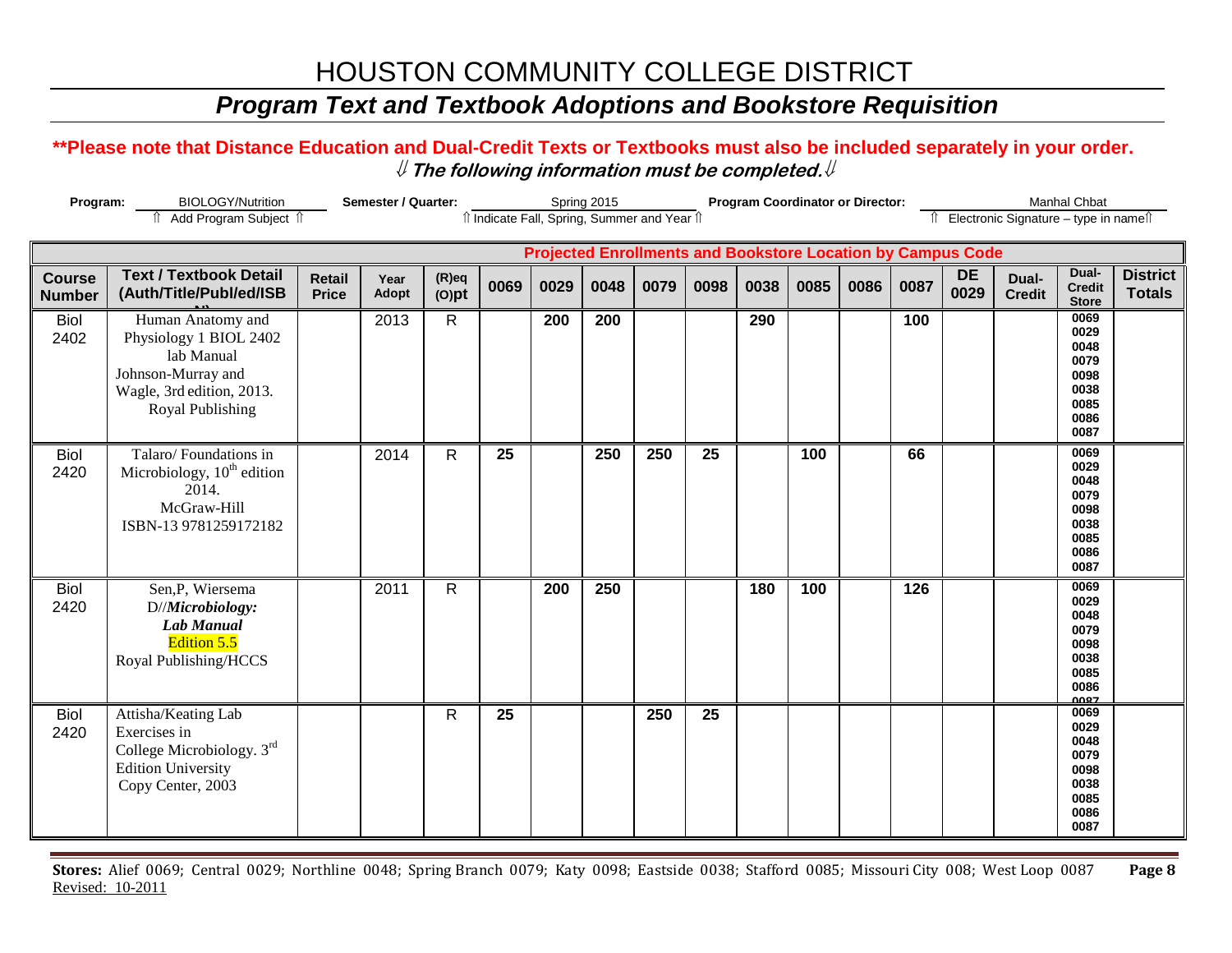# HOUSTON COMMUNITY COLLEGE DISTRICT

## *Program Text and Textbook Adoptions and Bookstore Requisition*

**\*\*Please note that Distance Education and Dual-Credit Texts or Textbooks must also be included separately in your order.**

⇓ ***The following information must be completed.*** ⇓

**Program:** BIOLOGY/Nutrition ⇑ Add Program Subject ⇑ **Semester / Quarter:** Spring 2015 ⇑ Indicate Fall, Spring, Summer and Year ⇑ **Program Coordinator or Director:** Manhal Chbat ⇑ Electronic Signature – type in name ⇑

| | | | | | Projected Enrollments and Bookstore Location by Campus Code | | | | | | | | | | | | |
|---|---|---|---|---|---|---|---|---|---|---|---|---|---|---|---|---|---|
| **Course Number** | **Text / Textbook Detail (Auth/Title/Publ/ed/ISBN)** | **Retail Price** | **Year Adopt** | **(R)eq (O)pt** | **0069** | **0029** | **0048** | **0079** | **0098** | **0038** | **0085** | **0086** | **0087** | **DE 0029** | **Dual-Credit** | **Dual-Credit Store** | **District Totals** |
| Biol 2402 | Human Anatomy and Physiology 1 BIOL 2402 lab Manual Johnson-Murray and Wagle, 3rd edition, 2013. Royal Publishing | | 2013 | R | | 200 | 200 | | | 290 | | | 100 | | | 0069 0029 0048 0079 0098 0038 0085 0086 0087 | |
| Biol 2420 | Talaro/ Foundations in Microbiology, 10th edition 2014. McGraw-Hill ISBN-13 9781259172182 | | 2014 | R | 25 | | 250 | 250 | 25 | | 100 | | 66 | | | 0069 0029 0048 0079 0098 0038 0085 0086 0087 | |
| Biol 2420 | Sen,P, Wiersema D//***Microbiology: Lab Manual*** Edition 5.5 Royal Publishing/HCCS | | 2011 | R | | 200 | 250 | | | 180 | 100 | | 126 | | | 0069 0029 0048 0079 0098 0038 0085 0086 0087 | |
| Biol 2420 | Attisha/Keating Lab Exercises in College Microbiology. 3rd Edition University Copy Center, 2003 | | | R | 25 | | | 250 | 25 | | | | | | | 0069 0029 0048 0079 0098 0038 0085 0086 0087 | |

**Stores:** Alief 0069; Central 0029; Northline 0048; Spring Branch 0079; Katy 0098; Eastside 0038; Stafford 0085; Missouri City 008; West Loop 0087

Revised: 10-2011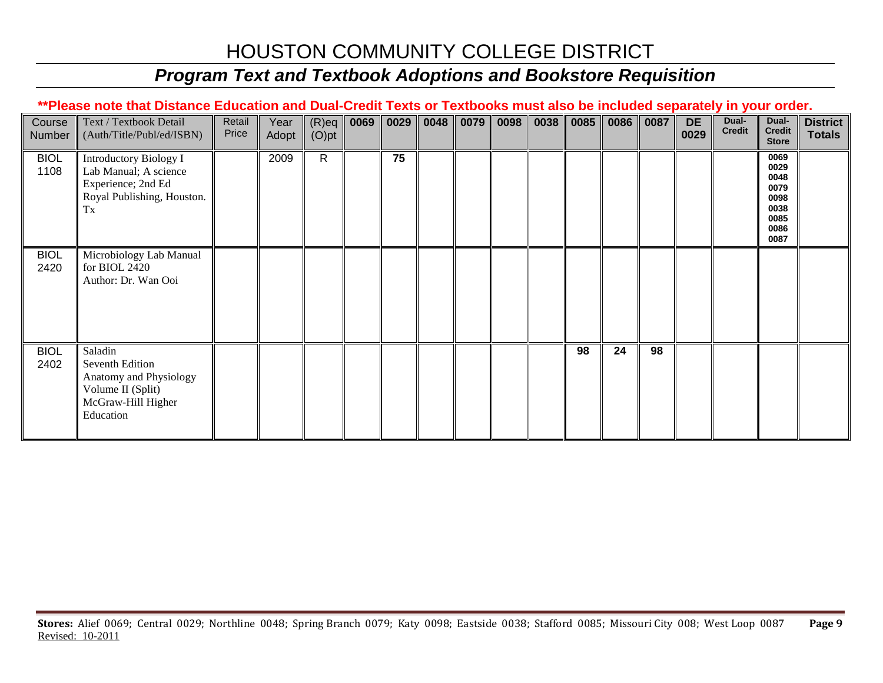# HOUSTON COMMUNITY COLLEGE DISTRICT

## *Program Text and Textbook Adoptions and Bookstore Requisition*

**\*\*Please note that Distance Education and Dual-Credit Texts or Textbooks must also be included separately in your order.**

| Course Number | Text / Textbook Detail (Auth/Title/Publ/ed/ISBN) | Retail Price | Year Adopt | (R)eq (O)pt | 0069 | 0029 | 0048 | 0079 | 0098 | 0038 | 0085 | 0086 | 0087 | DE 0029 | Dual-Credit | Dual-Credit Store | District Totals |
|---|---|---|---|---|---|---|---|---|---|---|---|---|---|---|---|---|---|
| BIOL 1108 | Introductory Biology I Lab Manual; A science Experience; 2nd Ed Royal Publishing, Houston. Tx | | 2009 | R | | **75** | | | | | | | | | | 0069 0029 0048 0079 0098 0038 0085 0086 0087 | |
| BIOL 2420 | Microbiology Lab Manual for BIOL 2420 Author: Dr. Wan Ooi | | | | | | | | | | | | | | | | |
| BIOL 2402 | Saladin Seventh Edition Anatomy and Physiology Volume II (Split) McGraw-Hill Higher Education | | | | | | | | | | **98** | **24** | **98** | | | | |

**Stores:** Alief 0069; Central 0029; Northline 0048; Spring Branch 0079; Katy 0098; Eastside 0038; Stafford 0085; Missouri City 008; West Loop 0087

Revised: 10-2011